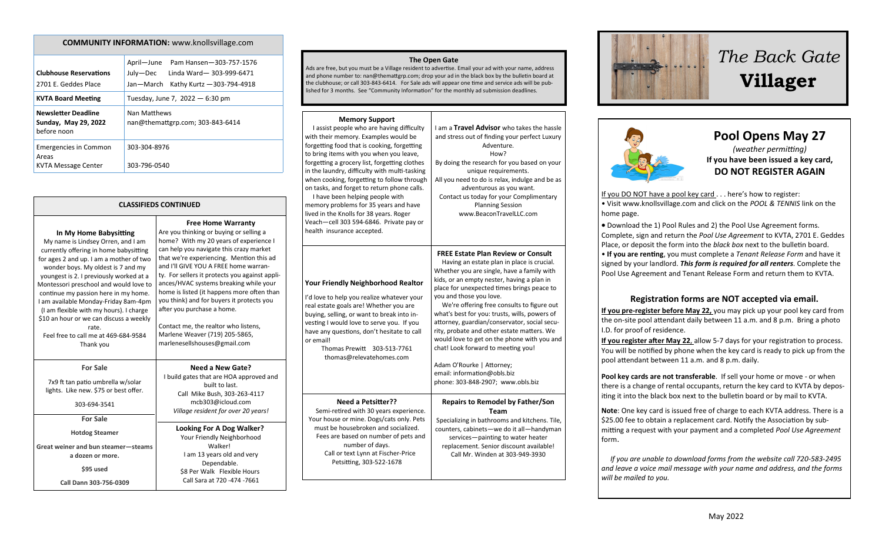## COMMUNITY INFORMATION: www.knollsvillage.com

| | |
|---|---|
| **Clubhouse Reservations** 2701 E. Geddes Place | April—June Pam Hansen—303-757-1576<br>July—Dec Linda Ward— 303-999-6471<br>Jan—March Kathy Kurtz —303-794-4918 |
| **KVTA Board Meeting** | Tuesday, June 7, 2022 — 6:30 pm |
| **Newsletter Deadline Sunday, May 29, 2022** before noon | Nan Matthews<br>nan@themattgrp.com; 303-843-6414 |
| Emergencies in Common Areas<br>KVTA Message Center | 303-304-8976<br>303-796-0540 |

## CLASSIFIEDS CONTINUED

**In My Home Babysitting**

My name is Lindsey Orren, and I am currently offering in home babysitting for ages 2 and up. I am a mother of two wonder boys. My oldest is 7 and my youngest is 2. I previously worked at a Montessori preschool and would love to continue my passion here in my home. I am available Monday-Friday 8am-4pm (I am flexible with my hours). I charge $10 an hour or we can discuss a weekly rate.

Feel free to call me at 469-684-9584

Thank you

**Free Home Warranty**

Are you thinking or buying or selling a home? With my 20 years of experience I can help you navigate this crazy market that we're experiencing. Mention this ad and I'll GIVE YOU A FREE home warranty. For sellers it protects you against appliances/HVAC systems breaking while your home is listed (it happens more often than you think) and for buyers it protects you after you purchase a home.

Contact me, the realtor who listens, Marlene Weaver (719) 205-5865, marlenesellshouses@gmail.com

**For Sale**

7x9 ft tan patio umbrella w/solar lights. Like new. $75 or best offer.

303-694-3541

**Need a New Gate?**

I build gates that are HOA approved and built to last.

Call Mike Bush, 303-263-4117

mcb303@icloud.com

*Village resident for over 20 years!*

**For Sale**

**Hotdog Steamer**

**Great weiner and bun steamer—steams a dozen or more.**

**$95 used**

**Call Dann 303-756-0309**

**Looking For A Dog Walker?**

Your Friendly Neighborhood Walker!

I am 13 years old and very Dependable.

$8 Per Walk Flexible Hours

Call Sara at 720 -474 -7661

## The Open Gate

Ads are free, but you must be a Village resident to advertise. Email your ad with your name, address and phone number to: nan@themattgrp.com; drop your ad in the black box by the bulletin board at the clubhouse; or call 303-843-6414. For Sale ads will appear one time and service ads will be published for 3 months. See "Community Information" for the monthly ad submission deadlines.

**Memory Support**

I assist people who are having difficulty with their memory. Examples would be forgetting food that is cooking, forgetting to bring items with you when you leave, forgetting a grocery list, forgetting clothes in the laundry, difficulty with multi-tasking when cooking, forgetting to follow through on tasks, and forget to return phone calls.

I have been helping people with memory problems for 35 years and have lived in the Knolls for 38 years. Roger Veach—cell 303 594-6846. Private pay or health insurance accepted.

I am a **Travel Advisor** who takes the hassle and stress out of finding your perfect Luxury Adventure.

How?

By doing the research for you based on your unique requirements.

All you need to do is relax, indulge and be as adventurous as you want.

Contact us today for your Complimentary Planning Session

www.BeaconTravelLLC.com

**Your Friendly Neighborhood Realtor**

I'd love to help you realize whatever your real estate goals are! Whether you are buying, selling, or want to break into investing I would love to serve you. If you have any questions, don't hesitate to call or email!

Thomas Prewitt 303-513-7761

thomas@relevatehomes.com

**FREE Estate Plan Review or Consult**

Having an estate plan in place is crucial. Whether you are single, have a family with kids, or an empty nester, having a plan in place for unexpected times brings peace to you and those you love.

We're offering free consults to figure out what's best for you: trusts, wills, powers of attorney, guardian/conservator, social security, probate and other estate matters. We would love to get on the phone with you and chat! Look forward to meeting you!

Adam O'Rourke | Attorney;

email: information@obls.biz

phone: 303-848-2907; www.obls.biz

**Need a Petsitter??**

Semi-retired with 30 years experience. Your house or mine. Dogs/cats only. Pets must be housebroken and socialized. Fees are based on number of pets and number of days.

Call or text Lynn at Fischer-Price Petsitting, 303-522-1678

**Repairs to Remodel by Father/Son Team**

Specializing in bathrooms and kitchens. Tile, counters, cabinets—we do it all—handyman services—painting to water heater replacement. Senior discount available! Call Mr. Winden at 303-949-3930

# *The Back Gate* **Villager**

## Pool Opens May 27

*(weather permitting)*

**If you have been issued a key card, DO NOT REGISTER AGAIN**

If you DO NOT have a pool key card . . . here's how to register:

- Visit www.knollsvillage.com and click on the *POOL & TENNIS* link on the home page.
- Download the 1) Pool Rules and 2) the Pool Use Agreement forms. Complete, sign and return the *Pool Use Agreement* to KVTA, 2701 E. Geddes Place, or deposit the form into the *black box* next to the bulletin board.
- **If you are renting**, you must complete a *Tenant Release Form* and have it signed by your landlord. ***This form is required for all renters***. Complete the Pool Use Agreement and Tenant Release Form and return them to KVTA.

### Registration forms are NOT accepted via email.

**If you pre-register before May 22,** you may pick up your pool key card from the on-site pool attendant daily between 11 a.m. and 8 p.m. Bring a photo I.D. for proof of residence.

**If you register after May 22**, allow 5-7 days for your registration to process. You will be notified by phone when the key card is ready to pick up from the pool attendant between 11 a.m. and 8 p.m. daily.

**Pool key cards are not transferable**. If sell your home or move - or when there is a change of rental occupants, return the key card to KVTA by depositing it into the black box next to the bulletin board or by mail to KVTA.

**Note**: One key card is issued free of charge to each KVTA address. There is a $25.00 fee to obtain a replacement card. Notify the Association by submitting a request with your payment and a completed *Pool Use Agreement* form.

*If you are unable to download forms from the website call 720-583-2495 and leave a voice mail message with your name and address, and the forms will be mailed to you.*

May 2022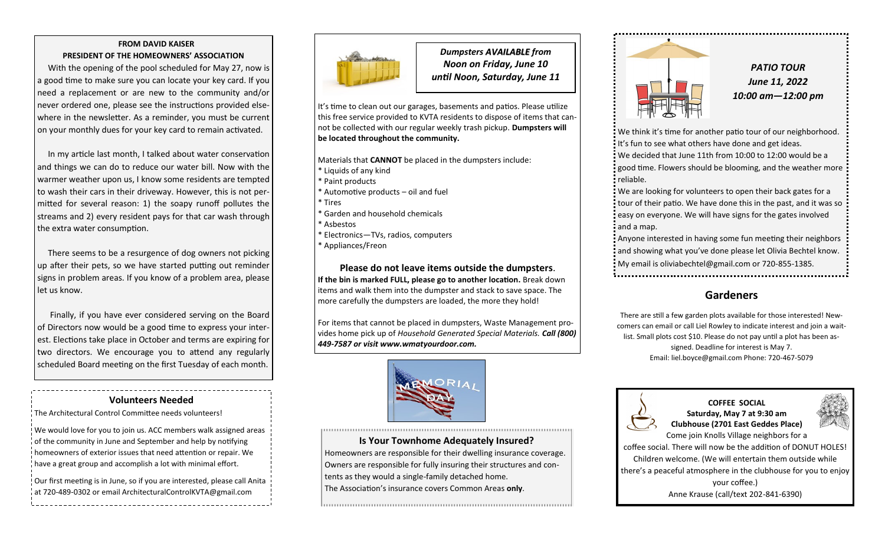**FROM DAVID KAISER**
**PRESIDENT OF THE HOMEOWNERS' ASSOCIATION**

With the opening of the pool scheduled for May 27, now is a good time to make sure you can locate your key card. If you need a replacement or are new to the community and/or never ordered one, please see the instructions provided elsewhere in the newsletter. As a reminder, you must be current on your monthly dues for your key card to remain activated.

In my article last month, I talked about water conservation and things we can do to reduce our water bill. Now with the warmer weather upon us, I know some residents are tempted to wash their cars in their driveway. However, this is not permitted for several reason: 1) the soapy runoff pollutes the streams and 2) every resident pays for that car wash through the extra water consumption.

There seems to be a resurgence of dog owners not picking up after their pets, so we have started putting out reminder signs in problem areas. If you know of a problem area, please let us know.

Finally, if you have ever considered serving on the Board of Directors now would be a good time to express your interest. Elections take place in October and terms are expiring for two directors. We encourage you to attend any regularly scheduled Board meeting on the first Tuesday of each month.

## Volunteers Needed

The Architectural Control Committee needs volunteers!

We would love for you to join us. ACC members walk assigned areas of the community in June and September and help by notifying homeowners of exterior issues that need attention or repair. We have a great group and accomplish a lot with minimal effort.

Our first meeting is in June, so if you are interested, please call Anita at 720-489-0302 or email ArchitecturalControlKVTA@gmail.com

***Dumpsters AVAILABLE from Noon on Friday, June 10 until Noon, Saturday, June 11***

It's time to clean out our garages, basements and patios. Please utilize this free service provided to KVTA residents to dispose of items that cannot be collected with our regular weekly trash pickup. **Dumpsters will be located throughout the community.**

Materials that **CANNOT** be placed in the dumpsters include:

* Liquids of any kind
* Paint products
* Automotive products – oil and fuel
* Tires
* Garden and household chemicals
* Asbestos
* Electronics—TVs, radios, computers
* Appliances/Freon

**Please do not leave items outside the dumpsters.**

**If the bin is marked FULL, please go to another location.** Break down items and walk them into the dumpster and stack to save space. The more carefully the dumpsters are loaded, the more they hold!

For items that cannot be placed in dumpsters, Waste Management provides home pick up of *Household Generated Special Materials.* ***Call (800) 449-7587 or visit www.wmatyourdoor.com.***

## Is Your Townhome Adequately Insured?

Homeowners are responsible for their dwelling insurance coverage. Owners are responsible for fully insuring their structures and contents as they would a single-family detached home.
The Association's insurance covers Common Areas **only**.

***PATIO TOUR***
***June 11, 2022***
***10:00 am—12:00 pm***

We think it's time for another patio tour of our neighborhood. It's fun to see what others have done and get ideas.
We decided that June 11th from 10:00 to 12:00 would be a good time. Flowers should be blooming, and the weather more reliable.
We are looking for volunteers to open their back gates for a tour of their patio. We have done this in the past, and it was so easy on everyone. We will have signs for the gates involved and a map.
Anyone interested in having some fun meeting their neighbors and showing what you've done please let Olivia Bechtel know. My email is oliviabechtel@gmail.com or 720-855-1385.

## Gardeners

There are still a few garden plots available for those interested! Newcomers can email or call Liel Rowley to indicate interest and join a waitlist. Small plots cost $10. Please do not pay until a plot has been assigned. Deadline for interest is May 7.
Email: liel.boyce@gmail.com Phone: 720-467-5079

**COFFEE SOCIAL**
**Saturday, May 7 at 9:30 am**
**Clubhouse (2701 East Geddes Place)**

Come join Knolls Village neighbors for a coffee social. There will now be the addition of DONUT HOLES! Children welcome. (We will entertain them outside while there's a peaceful atmosphere in the clubhouse for you to enjoy your coffee.)
Anne Krause (call/text 202-841-6390)